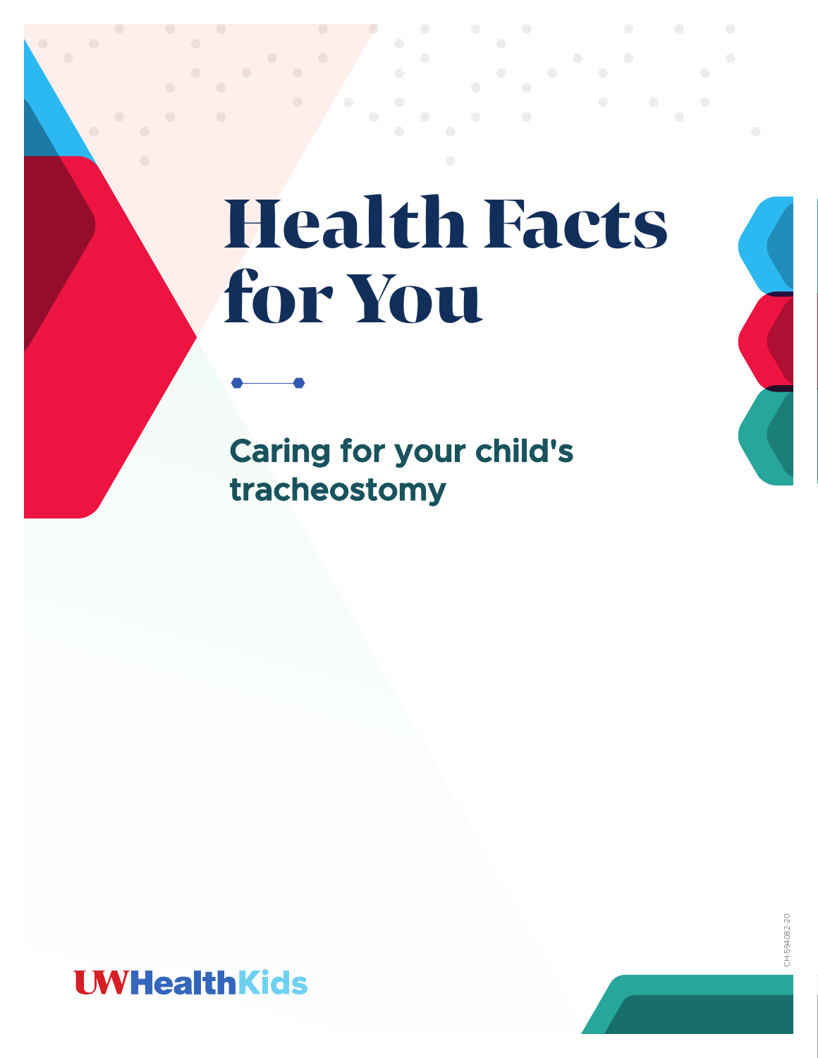# Health Facts for You

## Caring for your child's tracheostomy

UWHealthKids

CH-594082-20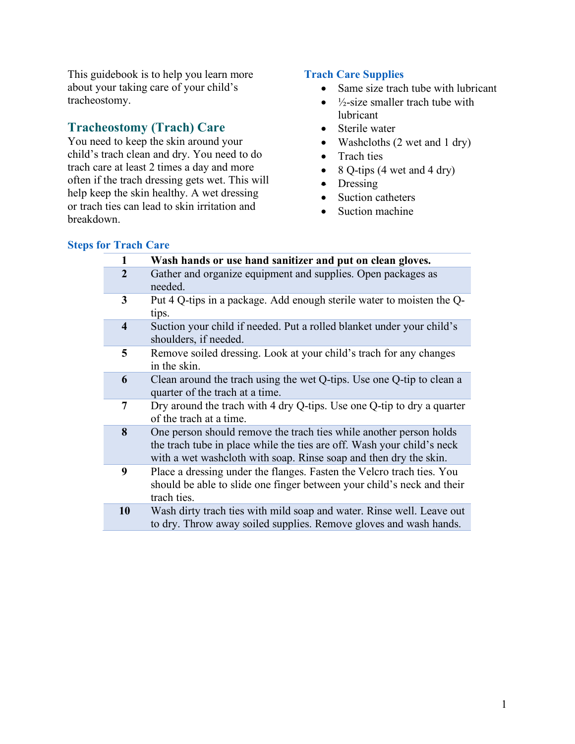This guidebook is to help you learn more about your taking care of your child's tracheostomy.

## Tracheostomy (Trach) Care

You need to keep the skin around your child's trach clean and dry. You need to do trach care at least 2 times a day and more often if the trach dressing gets wet. This will help keep the skin healthy. A wet dressing or trach ties can lead to skin irritation and breakdown.

### Trach Care Supplies

- Same size trach tube with lubricant
- ½-size smaller trach tube with lubricant
- Sterile water
- Washcloths (2 wet and 1 dry)
- Trach ties
- 8 Q-tips (4 wet and 4 dry)
- Dressing
- Suction catheters
- Suction machine

### Steps for Trach Care

| | |
|---|---|
| **1** | **Wash hands or use hand sanitizer and put on clean gloves.** |
| **2** | Gather and organize equipment and supplies. Open packages as needed. |
| **3** | Put 4 Q-tips in a package. Add enough sterile water to moisten the Q-tips. |
| **4** | Suction your child if needed. Put a rolled blanket under your child's shoulders, if needed. |
| **5** | Remove soiled dressing. Look at your child's trach for any changes in the skin. |
| **6** | Clean around the trach using the wet Q-tips. Use one Q-tip to clean a quarter of the trach at a time. |
| **7** | Dry around the trach with 4 dry Q-tips. Use one Q-tip to dry a quarter of the trach at a time. |
| **8** | One person should remove the trach ties while another person holds the trach tube in place while the ties are off. Wash your child's neck with a wet washcloth with soap. Rinse soap and then dry the skin. |
| **9** | Place a dressing under the flanges. Fasten the Velcro trach ties. You should be able to slide one finger between your child's neck and their trach ties. |
| **10** | Wash dirty trach ties with mild soap and water. Rinse well. Leave out to dry. Throw away soiled supplies. Remove gloves and wash hands. |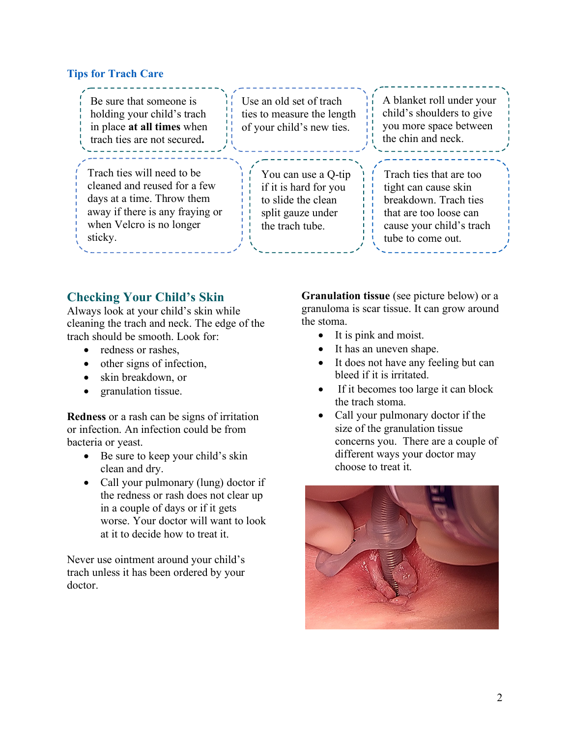### Tips for Trach Care

- Be sure that someone is holding your child's trach in place **at all times** when trach ties are not secured**.**
- Use an old set of trach ties to measure the length of your child's new ties.
- A blanket roll under your child's shoulders to give you more space between the chin and neck.
- Trach ties will need to be cleaned and reused for a few days at a time. Throw them away if there is any fraying or when Velcro is no longer sticky.
- You can use a Q-tip if it is hard for you to slide the clean split gauze under the trach tube.
- Trach ties that are too tight can cause skin breakdown. Trach ties that are too loose can cause your child's trach tube to come out.

## Checking Your Child's Skin

Always look at your child's skin while cleaning the trach and neck. The edge of the trach should be smooth. Look for:

- redness or rashes,
- other signs of infection,
- skin breakdown, or
- granulation tissue.

**Redness** or a rash can be signs of irritation or infection. An infection could be from bacteria or yeast.

- Be sure to keep your child's skin clean and dry.
- Call your pulmonary (lung) doctor if the redness or rash does not clear up in a couple of days or if it gets worse. Your doctor will want to look at it to decide how to treat it.

Never use ointment around your child's trach unless it has been ordered by your doctor.

**Granulation tissue** (see picture below) or a granuloma is scar tissue. It can grow around the stoma.

- It is pink and moist.
- It has an uneven shape.
- It does not have any feeling but can bleed if it is irritated.
- If it becomes too large it can block the trach stoma.
- Call your pulmonary doctor if the size of the granulation tissue concerns you. There are a couple of different ways your doctor may choose to treat it.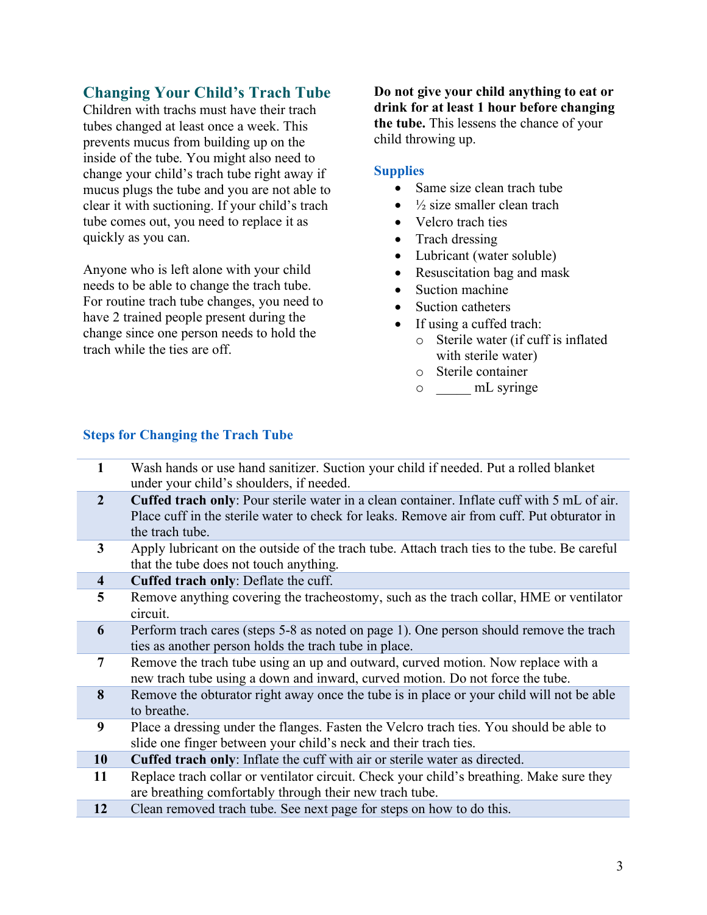## Changing Your Child's Trach Tube

Children with trachs must have their trach tubes changed at least once a week. This prevents mucus from building up on the inside of the tube. You might also need to change your child's trach tube right away if mucus plugs the tube and you are not able to clear it with suctioning. If your child's trach tube comes out, you need to replace it as quickly as you can.

Anyone who is left alone with your child needs to be able to change the trach tube. For routine trach tube changes, you need to have 2 trained people present during the change since one person needs to hold the trach while the ties are off.

**Do not give your child anything to eat or drink for at least 1 hour before changing the tube.** This lessens the chance of your child throwing up.

### Supplies

- Same size clean trach tube
- ½ size smaller clean trach
- Velcro trach ties
- Trach dressing
- Lubricant (water soluble)
- Resuscitation bag and mask
- Suction machine
- Suction catheters
- If using a cuffed trach:
    - Sterile water (if cuff is inflated with sterile water)
    - Sterile container
    - _____ mL syringe

### Steps for Changing the Trach Tube

| | |
|---|---|
| **1** | Wash hands or use hand sanitizer. Suction your child if needed. Put a rolled blanket under your child's shoulders, if needed. |
| **2** | **Cuffed trach only**: Pour sterile water in a clean container. Inflate cuff with 5 mL of air. Place cuff in the sterile water to check for leaks. Remove air from cuff. Put obturator in the trach tube. |
| **3** | Apply lubricant on the outside of the trach tube. Attach trach ties to the tube. Be careful that the tube does not touch anything. |
| **4** | **Cuffed trach only**: Deflate the cuff. |
| **5** | Remove anything covering the tracheostomy, such as the trach collar, HME or ventilator circuit. |
| **6** | Perform trach cares (steps 5-8 as noted on page 1). One person should remove the trach ties as another person holds the trach tube in place. |
| **7** | Remove the trach tube using an up and outward, curved motion. Now replace with a new trach tube using a down and inward, curved motion. Do not force the tube. |
| **8** | Remove the obturator right away once the tube is in place or your child will not be able to breathe. |
| **9** | Place a dressing under the flanges. Fasten the Velcro trach ties. You should be able to slide one finger between your child's neck and their trach ties. |
| **10** | **Cuffed trach only**: Inflate the cuff with air or sterile water as directed. |
| **11** | Replace trach collar or ventilator circuit. Check your child's breathing. Make sure they are breathing comfortably through their new trach tube. |
| **12** | Clean removed trach tube. See next page for steps on how to do this. |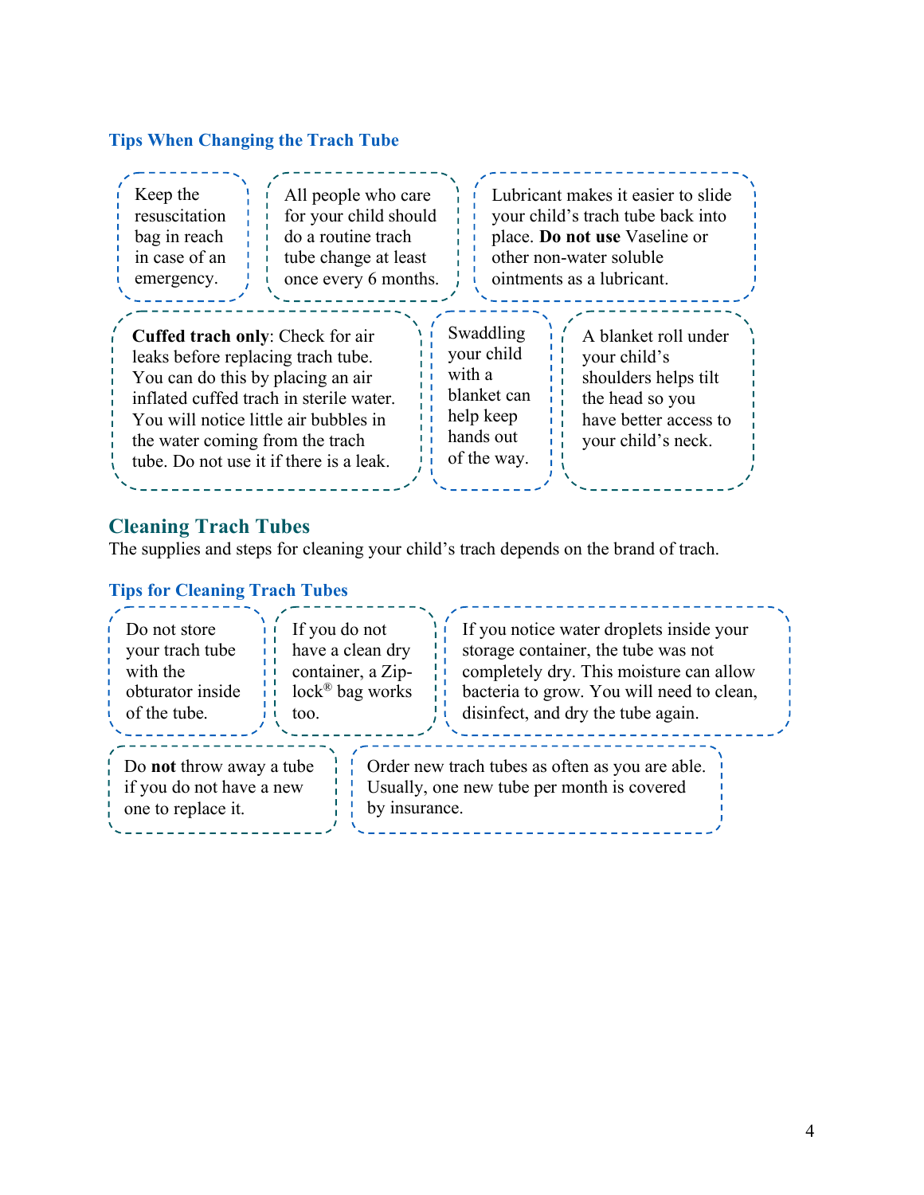### Tips When Changing the Trach Tube

Keep the resuscitation bag in reach in case of an emergency.

All people who care for your child should do a routine trach tube change at least once every 6 months.

Lubricant makes it easier to slide your child's trach tube back into place. **Do not use** Vaseline or other non-water soluble ointments as a lubricant.

**Cuffed trach only**: Check for air leaks before replacing trach tube. You can do this by placing an air inflated cuffed trach in sterile water. You will notice little air bubbles in the water coming from the trach tube. Do not use it if there is a leak.

Swaddling your child with a blanket can help keep hands out of the way.

A blanket roll under your child's shoulders helps tilt the head so you have better access to your child's neck.

## Cleaning Trach Tubes

The supplies and steps for cleaning your child's trach depends on the brand of trach.

### Tips for Cleaning Trach Tubes

Do not store your trach tube with the obturator inside of the tube.

If you do not have a clean dry container, a Zip-lock® bag works too.

If you notice water droplets inside your storage container, the tube was not completely dry. This moisture can allow bacteria to grow. You will need to clean, disinfect, and dry the tube again.

Do **not** throw away a tube if you do not have a new one to replace it.

Order new trach tubes as often as you are able. Usually, one new tube per month is covered by insurance.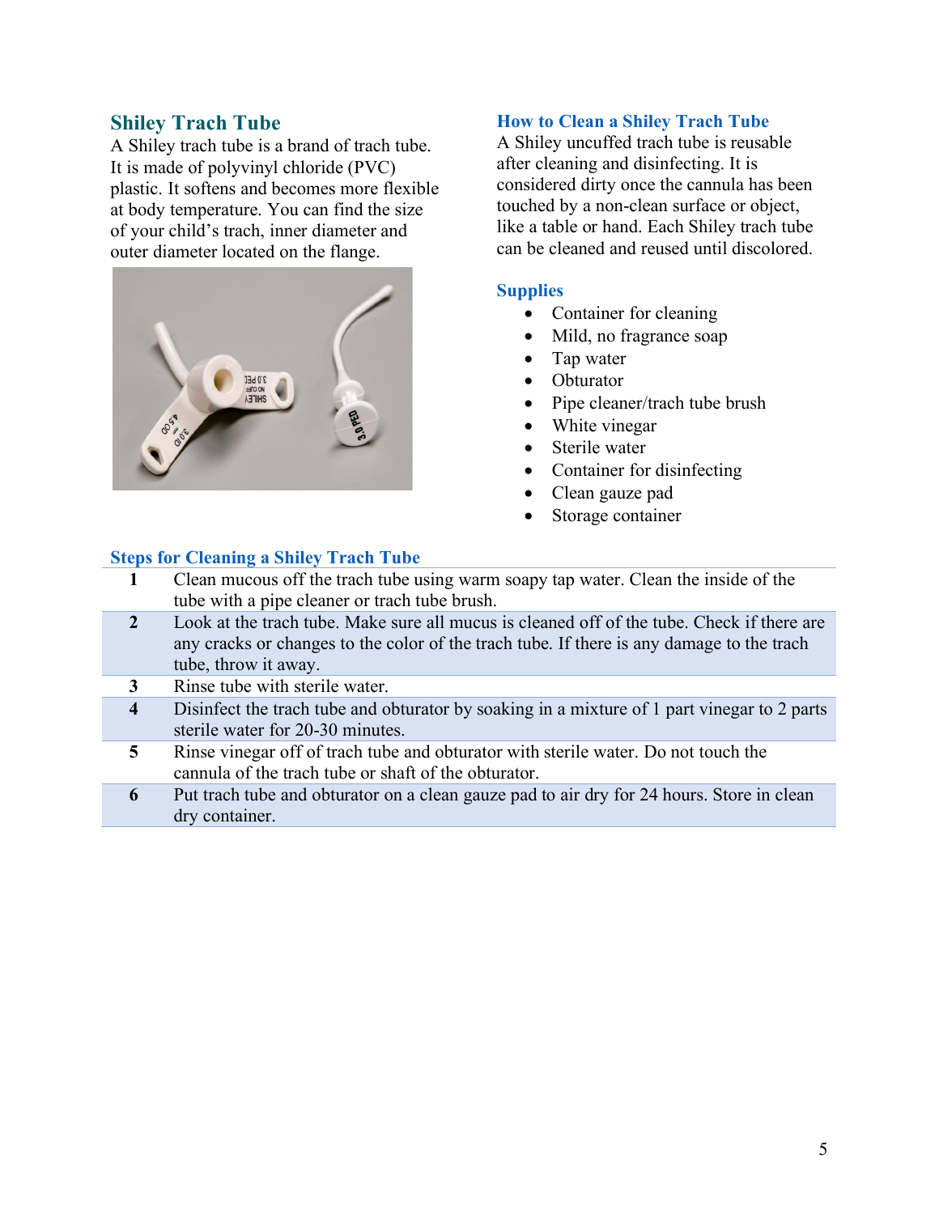## Shiley Trach Tube

A Shiley trach tube is a brand of trach tube. It is made of polyvinyl chloride (PVC) plastic. It softens and becomes more flexible at body temperature. You can find the size of your child's trach, inner diameter and outer diameter located on the flange.

## How to Clean a Shiley Trach Tube

A Shiley uncuffed trach tube is reusable after cleaning and disinfecting. It is considered dirty once the cannula has been touched by a non-clean surface or object, like a table or hand. Each Shiley trach tube can be cleaned and reused until discolored.

### Supplies

- Container for cleaning
- Mild, no fragrance soap
- Tap water
- Obturator
- Pipe cleaner/trach tube brush
- White vinegar
- Sterile water
- Container for disinfecting
- Clean gauze pad
- Storage container

### Steps for Cleaning a Shiley Trach Tube

| | |
|---|---|
| **1** | Clean mucous off the trach tube using warm soapy tap water. Clean the inside of the tube with a pipe cleaner or trach tube brush. |
| **2** | Look at the trach tube. Make sure all mucus is cleaned off of the tube. Check if there are any cracks or changes to the color of the trach tube. If there is any damage to the trach tube, throw it away. |
| **3** | Rinse tube with sterile water. |
| **4** | Disinfect the trach tube and obturator by soaking in a mixture of 1 part vinegar to 2 parts sterile water for 20-30 minutes. |
| **5** | Rinse vinegar off of trach tube and obturator with sterile water. Do not touch the cannula of the trach tube or shaft of the obturator. |
| **6** | Put trach tube and obturator on a clean gauze pad to air dry for 24 hours. Store in clean dry container. |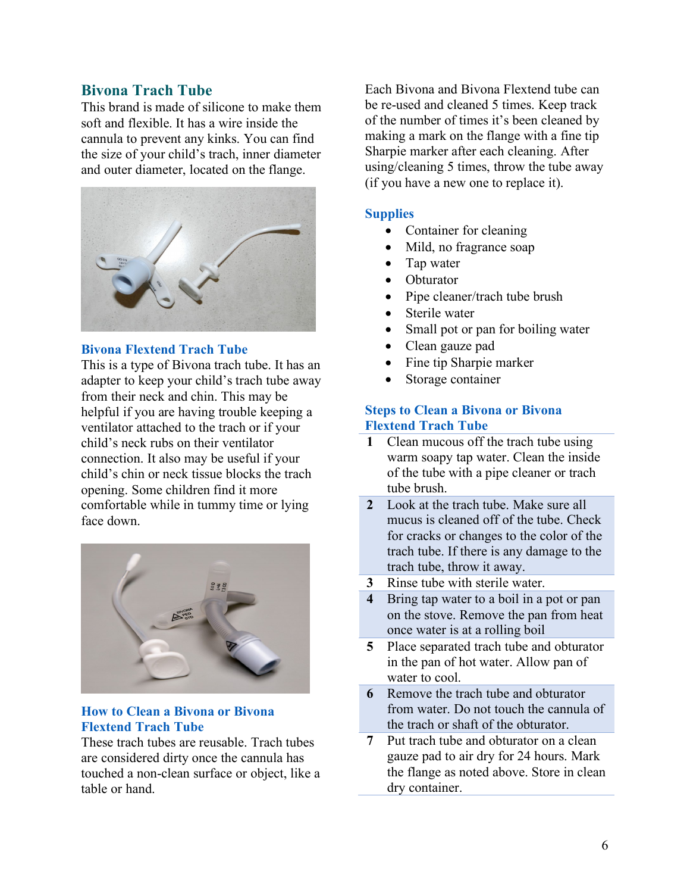## Bivona Trach Tube

This brand is made of silicone to make them soft and flexible. It has a wire inside the cannula to prevent any kinks. You can find the size of your child's trach, inner diameter and outer diameter, located on the flange.

### Bivona Flextend Trach Tube

This is a type of Bivona trach tube. It has an adapter to keep your child's trach tube away from their neck and chin. This may be helpful if you are having trouble keeping a ventilator attached to the trach or if your child's neck rubs on their ventilator connection. It also may be useful if your child's chin or neck tissue blocks the trach opening. Some children find it more comfortable while in tummy time or lying face down.

### How to Clean a Bivona or Bivona Flextend Trach Tube

These trach tubes are reusable. Trach tubes are considered dirty once the cannula has touched a non-clean surface or object, like a table or hand.

Each Bivona and Bivona Flextend tube can be re-used and cleaned 5 times. Keep track of the number of times it's been cleaned by making a mark on the flange with a fine tip Sharpie marker after each cleaning. After using/cleaning 5 times, throw the tube away (if you have a new one to replace it).

### Supplies

- Container for cleaning
- Mild, no fragrance soap
- Tap water
- Obturator
- Pipe cleaner/trach tube brush
- Sterile water
- Small pot or pan for boiling water
- Clean gauze pad
- Fine tip Sharpie marker
- Storage container

### Steps to Clean a Bivona or Bivona Flextend Trach Tube

| | |
|---|---|
| 1 | Clean mucous off the trach tube using warm soapy tap water. Clean the inside of the tube with a pipe cleaner or trach tube brush. |
| 2 | Look at the trach tube. Make sure all mucus is cleaned off of the tube. Check for cracks or changes to the color of the trach tube. If there is any damage to the trach tube, throw it away. |
| 3 | Rinse tube with sterile water. |
| 4 | Bring tap water to a boil in a pot or pan on the stove. Remove the pan from heat once water is at a rolling boil |
| 5 | Place separated trach tube and obturator in the pan of hot water. Allow pan of water to cool. |
| 6 | Remove the trach tube and obturator from water. Do not touch the cannula of the trach or shaft of the obturator. |
| 7 | Put trach tube and obturator on a clean gauze pad to air dry for 24 hours. Mark the flange as noted above. Store in clean dry container. |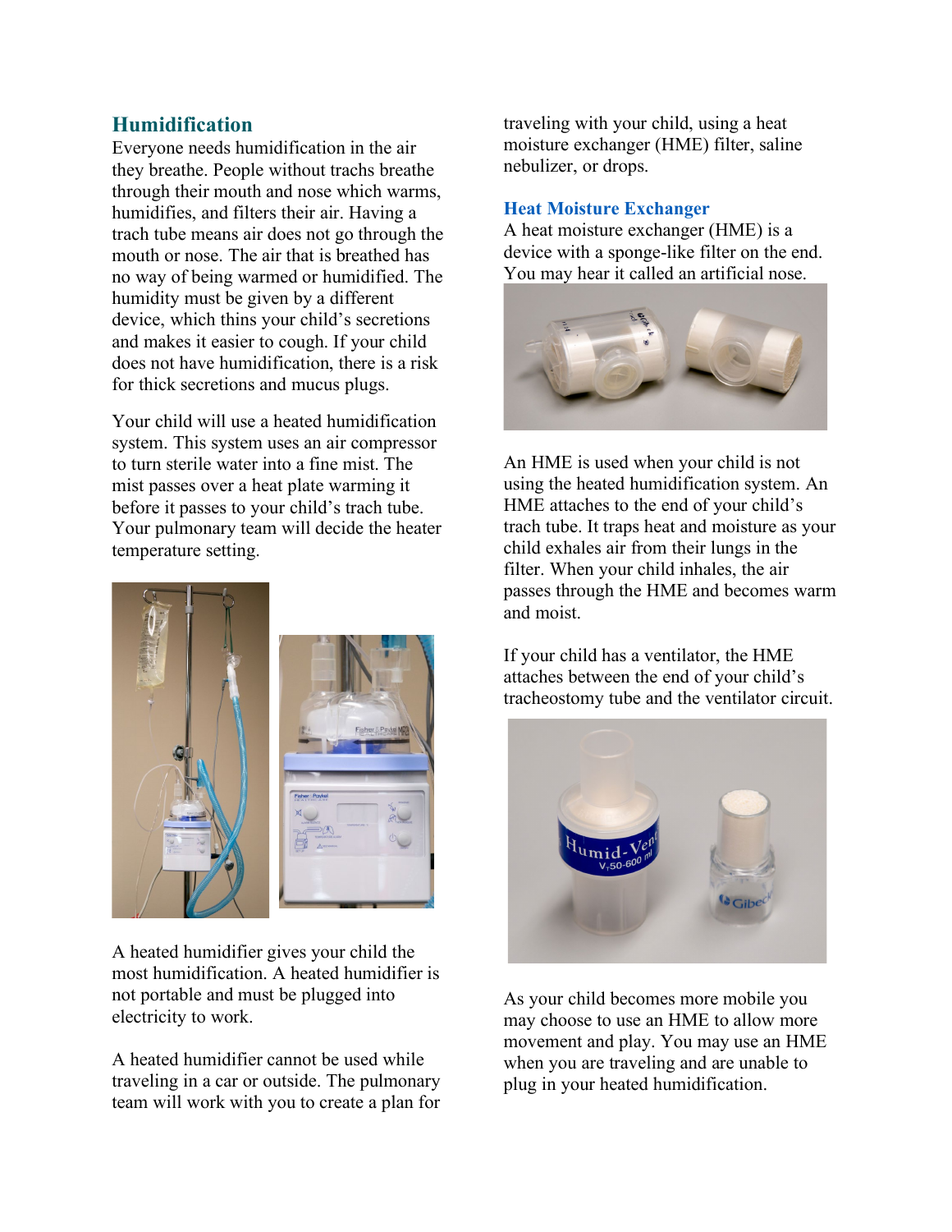## Humidification

Everyone needs humidification in the air they breathe. People without trachs breathe through their mouth and nose which warms, humidifies, and filters their air. Having a trach tube means air does not go through the mouth or nose. The air that is breathed has no way of being warmed or humidified. The humidity must be given by a different device, which thins your child's secretions and makes it easier to cough. If your child does not have humidification, there is a risk for thick secretions and mucus plugs.

Your child will use a heated humidification system. This system uses an air compressor to turn sterile water into a fine mist. The mist passes over a heat plate warming it before it passes to your child's trach tube. Your pulmonary team will decide the heater temperature setting.

A heated humidifier gives your child the most humidification. A heated humidifier is not portable and must be plugged into electricity to work.

A heated humidifier cannot be used while traveling in a car or outside. The pulmonary team will work with you to create a plan for traveling with your child, using a heat moisture exchanger (HME) filter, saline nebulizer, or drops.

### Heat Moisture Exchanger

A heat moisture exchanger (HME) is a device with a sponge-like filter on the end. You may hear it called an artificial nose.

An HME is used when your child is not using the heated humidification system. An HME attaches to the end of your child's trach tube. It traps heat and moisture as your child exhales air from their lungs in the filter. When your child inhales, the air passes through the HME and becomes warm and moist.

If your child has a ventilator, the HME attaches between the end of your child's tracheostomy tube and the ventilator circuit.

As your child becomes more mobile you may choose to use an HME to allow more movement and play. You may use an HME when you are traveling and are unable to plug in your heated humidification.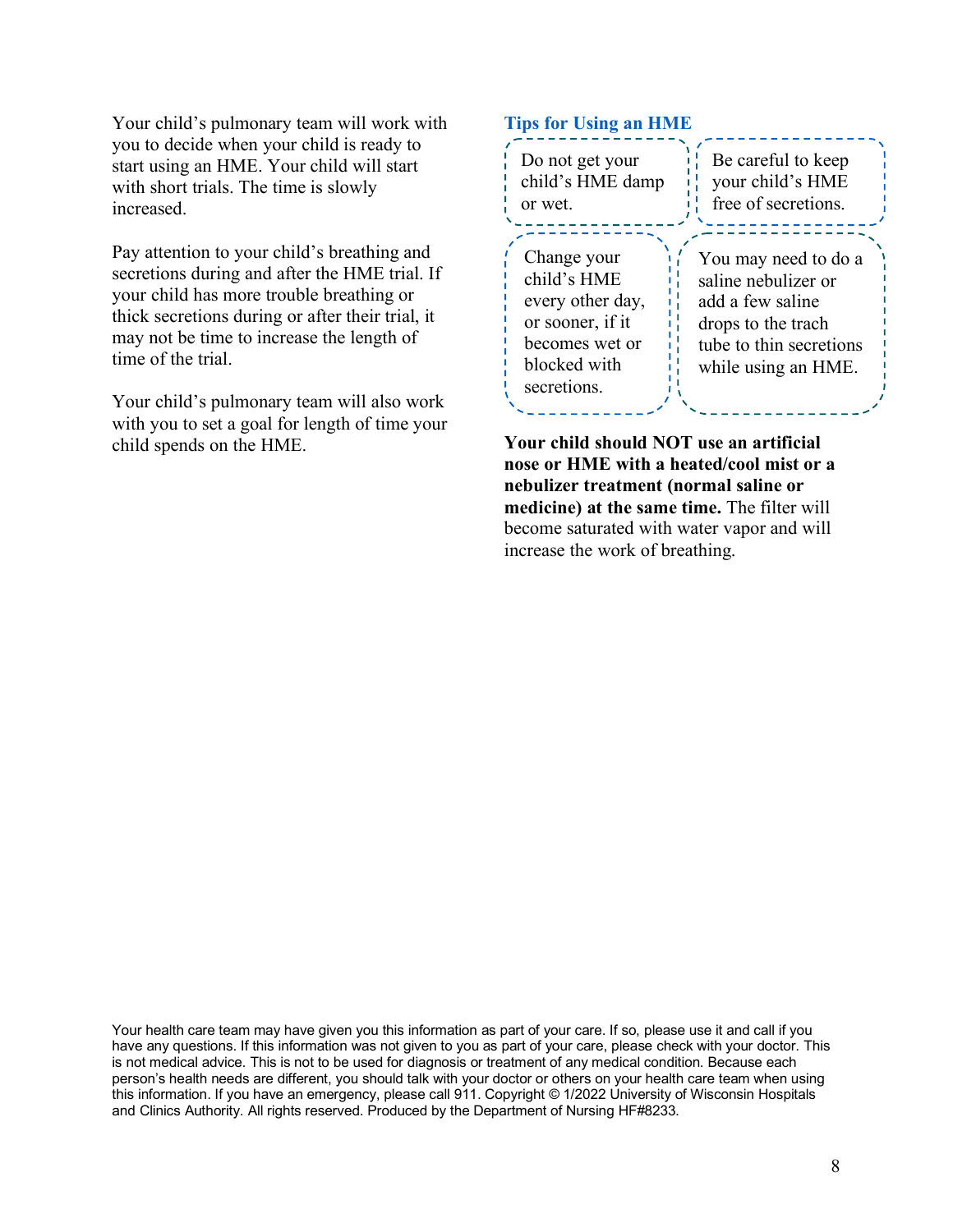Your child's pulmonary team will work with you to decide when your child is ready to start using an HME. Your child will start with short trials. The time is slowly increased.

Pay attention to your child's breathing and secretions during and after the HME trial. If your child has more trouble breathing or thick secretions during or after their trial, it may not be time to increase the length of time of the trial.

Your child's pulmonary team will also work with you to set a goal for length of time your child spends on the HME.

### Tips for Using an HME

- Do not get your child's HME damp or wet.
- Be careful to keep your child's HME free of secretions.
- Change your child's HME every other day, or sooner, if it becomes wet or blocked with secretions.
- You may need to do a saline nebulizer or add a few saline drops to the trach tube to thin secretions while using an HME.

**Your child should NOT use an artificial nose or HME with a heated/cool mist or a nebulizer treatment (normal saline or medicine) at the same time.** The filter will become saturated with water vapor and will increase the work of breathing.

Your health care team may have given you this information as part of your care. If so, please use it and call if you have any questions. If this information was not given to you as part of your care, please check with your doctor. This is not medical advice. This is not to be used for diagnosis or treatment of any medical condition. Because each person's health needs are different, you should talk with your doctor or others on your health care team when using this information. If you have an emergency, please call 911. Copyright © 1/2022 University of Wisconsin Hospitals and Clinics Authority. All rights reserved. Produced by the Department of Nursing HF#8233.